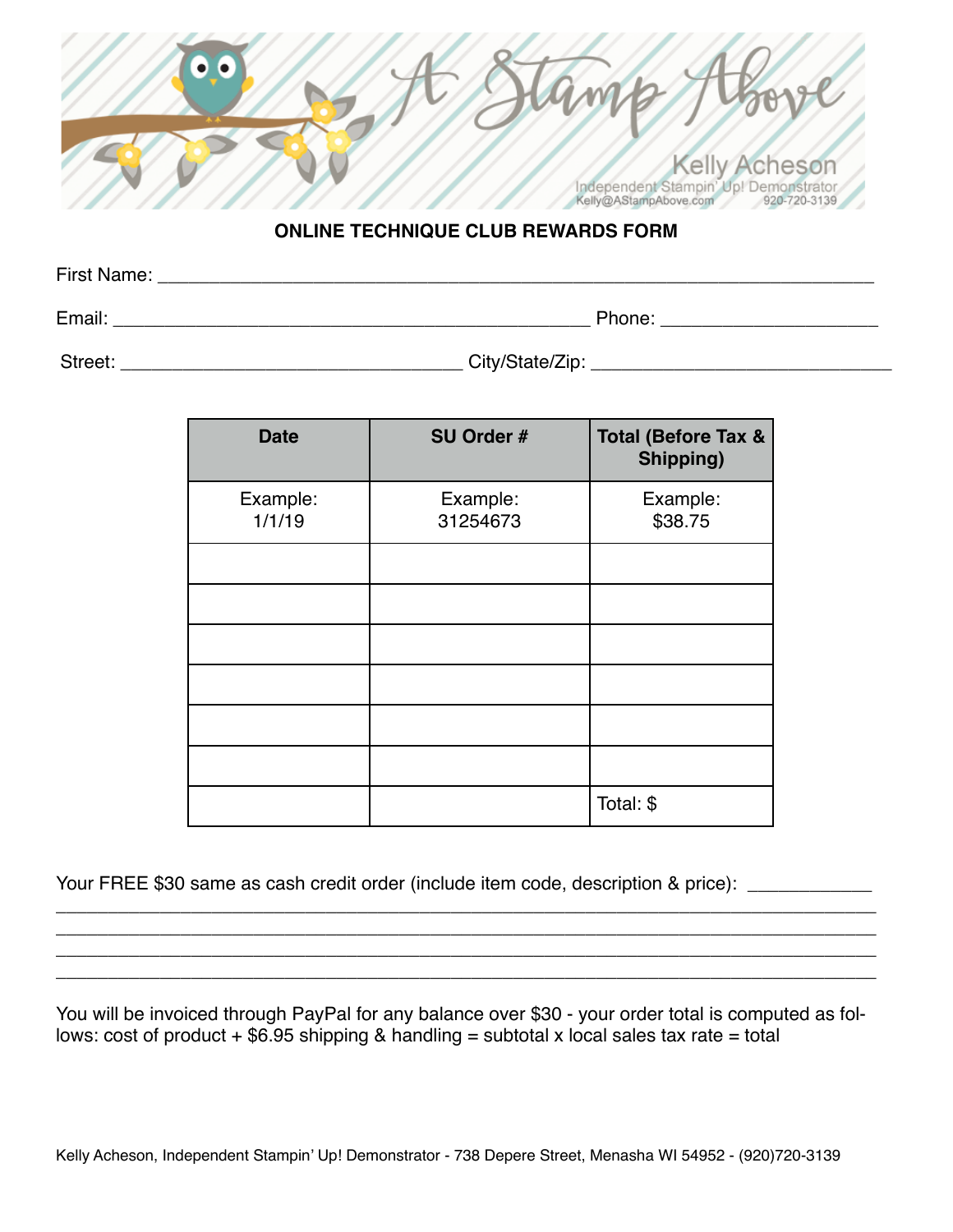A Stamp Above

Kelly Acheson
Independent Stampin' Up! Demonstrator
Kelly@AStampAbove.com 920-720-3139

## ONLINE TECHNIQUE CLUB REWARDS FORM

First Name: ___________________________________________________________________

Email: ______________________________________________ Phone: ____________________

Street: ________________________________ City/State/Zip: ____________________________

| Date | SU Order # | Total (Before Tax & Shipping) |
|---|---|---|
| Example: 1/1/19 | Example: 31254673 | Example: $38.75 |
| | | |
| | | |
| | | |
| | | |
| | | |
| | | |
| | | Total: $ |

Your FREE $30 same as cash credit order (include item code, description & price): ____________
_____________________________________________________________________________
_____________________________________________________________________________
_____________________________________________________________________________
_____________________________________________________________________________

You will be invoiced through PayPal for any balance over $30 - your order total is computed as follows: cost of product + $6.95 shipping & handling = subtotal x local sales tax rate = total

Kelly Acheson, Independent Stampin' Up! Demonstrator - 738 Depere Street, Menasha WI 54952 - (920)720-3139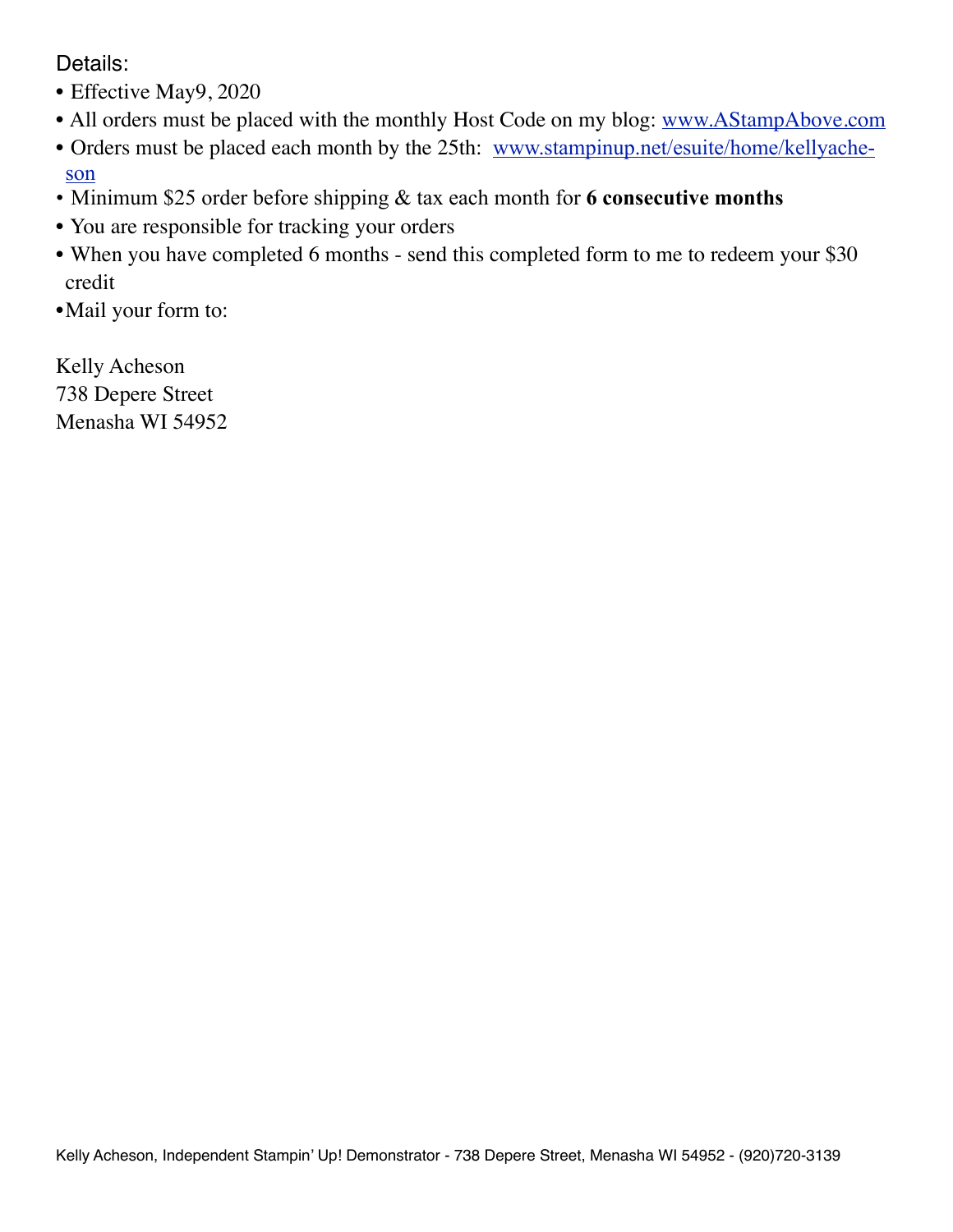Details:

- Effective May9, 2020
- All orders must be placed with the monthly Host Code on my blog: www.AStampAbove.com
- Orders must be placed each month by the 25th: www.stampinup.net/esuite/home/kellyacheson
- Minimum $25 order before shipping & tax each month for **6 consecutive months**
- You are responsible for tracking your orders
- When you have completed 6 months - send this completed form to me to redeem your $30 credit
- Mail your form to:

Kelly Acheson
738 Depere Street
Menasha WI 54952

Kelly Acheson, Independent Stampin' Up! Demonstrator - 738 Depere Street, Menasha WI 54952 - (920)720-3139